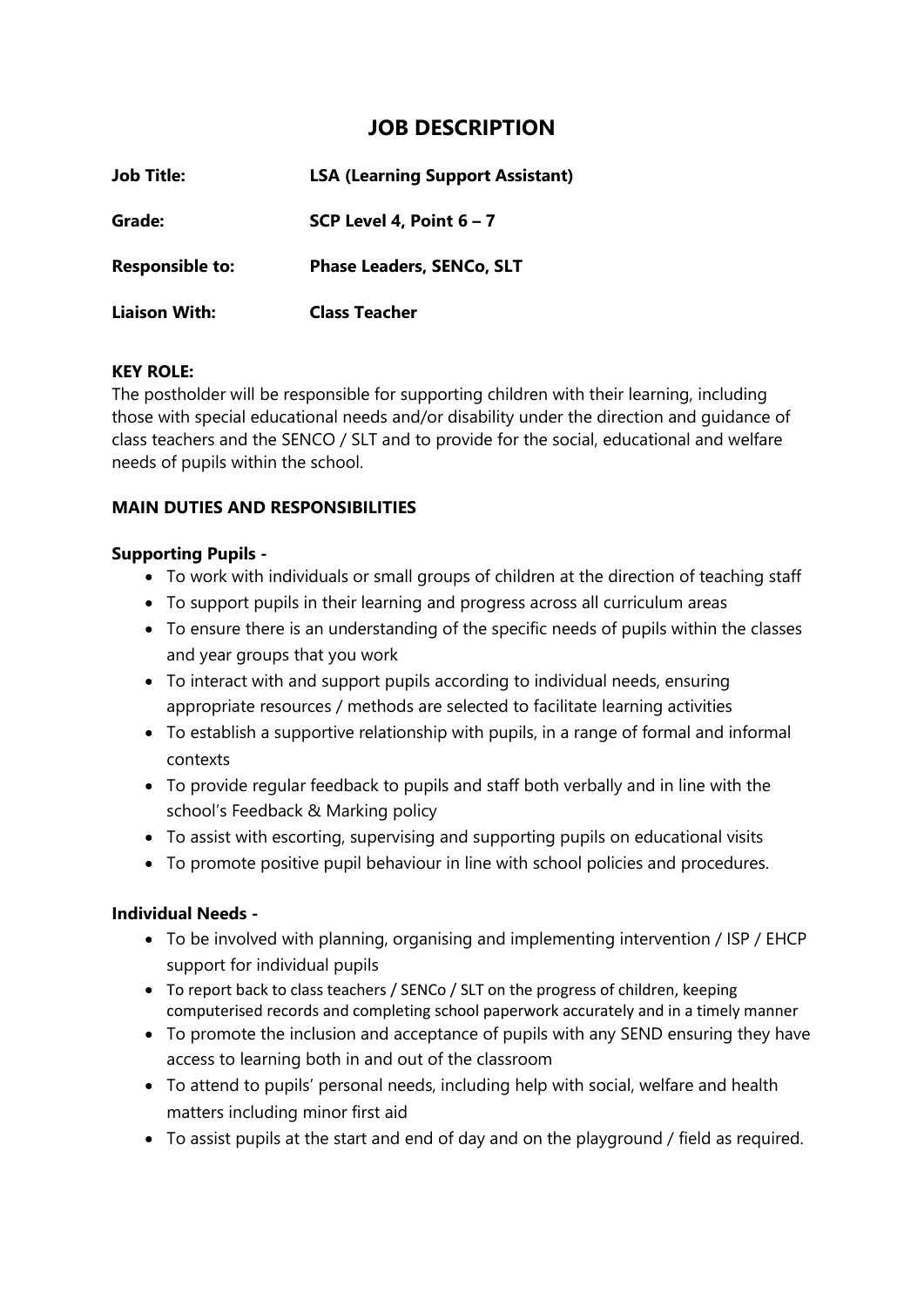# JOB DESCRIPTION

| | |
|---|---|
| **Job Title:** | **LSA (Learning Support Assistant)** |
| **Grade:** | **SCP Level 4, Point 6 – 7** |
| **Responsible to:** | **Phase Leaders, SENCo, SLT** |
| **Liaison With:** | **Class Teacher** |

**KEY ROLE:**
The postholder will be responsible for supporting children with their learning, including those with special educational needs and/or disability under the direction and guidance of class teachers and the SENCO / SLT and to provide for the social, educational and welfare needs of pupils within the school.

**MAIN DUTIES AND RESPONSIBILITIES**

**Supporting Pupils -**

- To work with individuals or small groups of children at the direction of teaching staff
- To support pupils in their learning and progress across all curriculum areas
- To ensure there is an understanding of the specific needs of pupils within the classes and year groups that you work
- To interact with and support pupils according to individual needs, ensuring appropriate resources / methods are selected to facilitate learning activities
- To establish a supportive relationship with pupils, in a range of formal and informal contexts
- To provide regular feedback to pupils and staff both verbally and in line with the school's Feedback & Marking policy
- To assist with escorting, supervising and supporting pupils on educational visits
- To promote positive pupil behaviour in line with school policies and procedures.

**Individual Needs -**

- To be involved with planning, organising and implementing intervention / ISP / EHCP support for individual pupils
- To report back to class teachers / SENCo / SLT on the progress of children, keeping computerised records and completing school paperwork accurately and in a timely manner
- To promote the inclusion and acceptance of pupils with any SEND ensuring they have access to learning both in and out of the classroom
- To attend to pupils' personal needs, including help with social, welfare and health matters including minor first aid
- To assist pupils at the start and end of day and on the playground / field as required.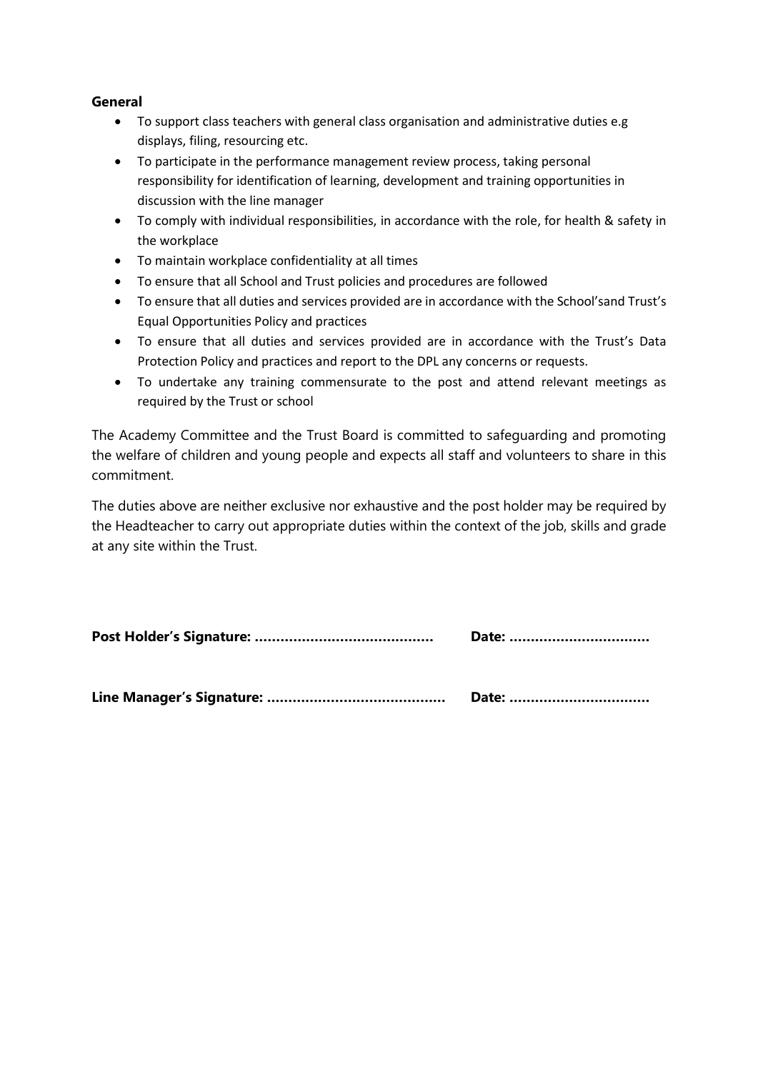**General**

- To support class teachers with general class organisation and administrative duties e.g displays, filing, resourcing etc.
- To participate in the performance management review process, taking personal responsibility for identification of learning, development and training opportunities in discussion with the line manager
- To comply with individual responsibilities, in accordance with the role, for health & safety in the workplace
- To maintain workplace confidentiality at all times
- To ensure that all School and Trust policies and procedures are followed
- To ensure that all duties and services provided are in accordance with the School'sand Trust's Equal Opportunities Policy and practices
- To ensure that all duties and services provided are in accordance with the Trust's Data Protection Policy and practices and report to the DPL any concerns or requests.
- To undertake any training commensurate to the post and attend relevant meetings as required by the Trust or school

The Academy Committee and the Trust Board is committed to safeguarding and promoting the welfare of children and young people and expects all staff and volunteers to share in this commitment.

The duties above are neither exclusive nor exhaustive and the post holder may be required by the Headteacher to carry out appropriate duties within the context of the job, skills and grade at any site within the Trust.

**Post Holder's Signature: ..........................................   Date: ................................**

**Line Manager's Signature: ..........................................   Date: ................................**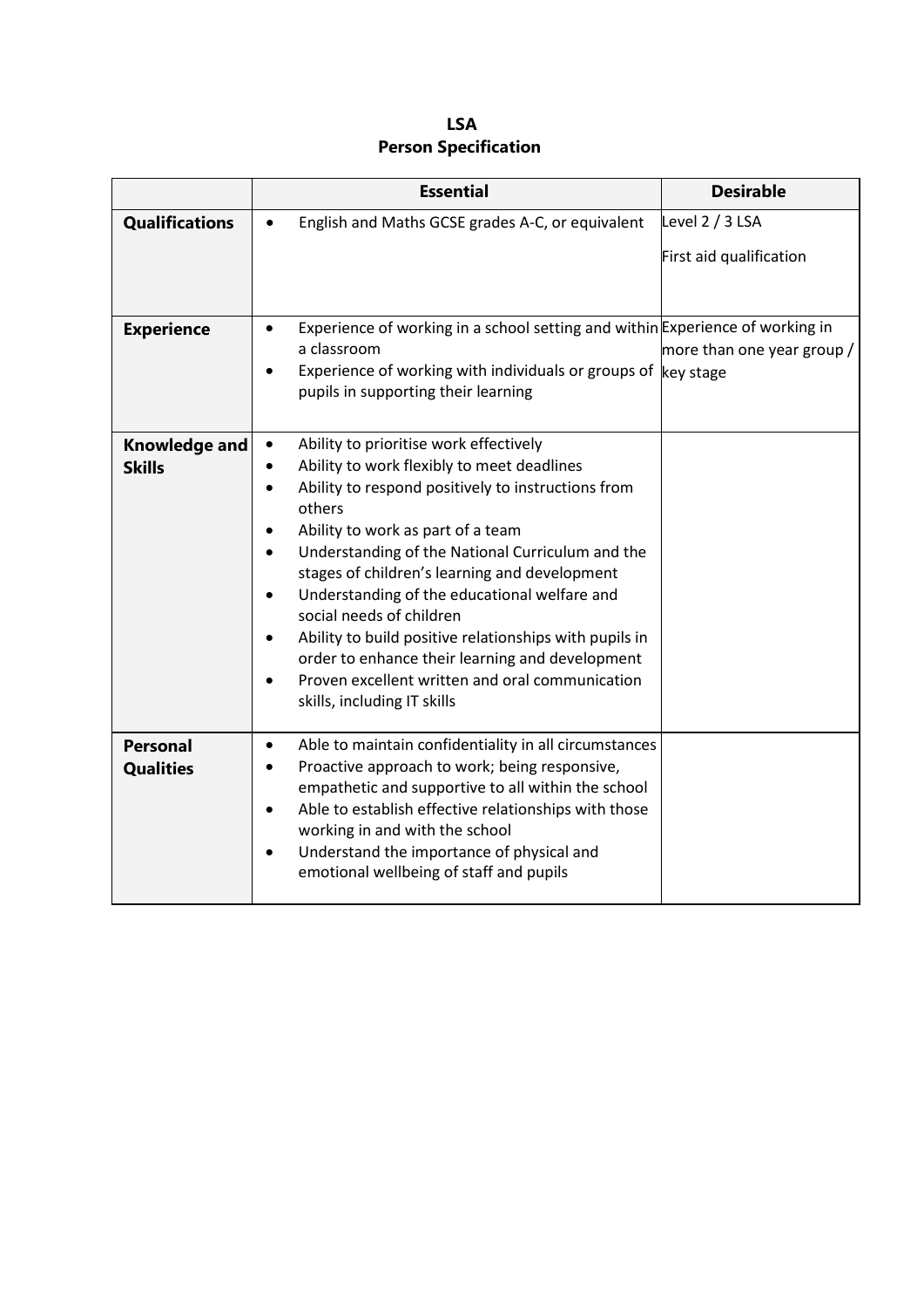**LSA**
**Person Specification**

| | Essential | Desirable |
|---|---|---|
| **Qualifications** | • English and Maths GCSE grades A-C, or equivalent | Level 2 / 3 LSA<br><br>First aid qualification |
| **Experience** | • Experience of working in a school setting and within a classroom<br>• Experience of working with individuals or groups of pupils in supporting their learning | Experience of working in more than one year group / key stage |
| **Knowledge and Skills** | • Ability to prioritise work effectively<br>• Ability to work flexibly to meet deadlines<br>• Ability to respond positively to instructions from others<br>• Ability to work as part of a team<br>• Understanding of the National Curriculum and the stages of children's learning and development<br>• Understanding of the educational welfare and social needs of children<br>• Ability to build positive relationships with pupils in order to enhance their learning and development<br>• Proven excellent written and oral communication skills, including IT skills | |
| **Personal Qualities** | • Able to maintain confidentiality in all circumstances<br>• Proactive approach to work; being responsive, empathetic and supportive to all within the school<br>• Able to establish effective relationships with those working in and with the school<br>• Understand the importance of physical and emotional wellbeing of staff and pupils | |